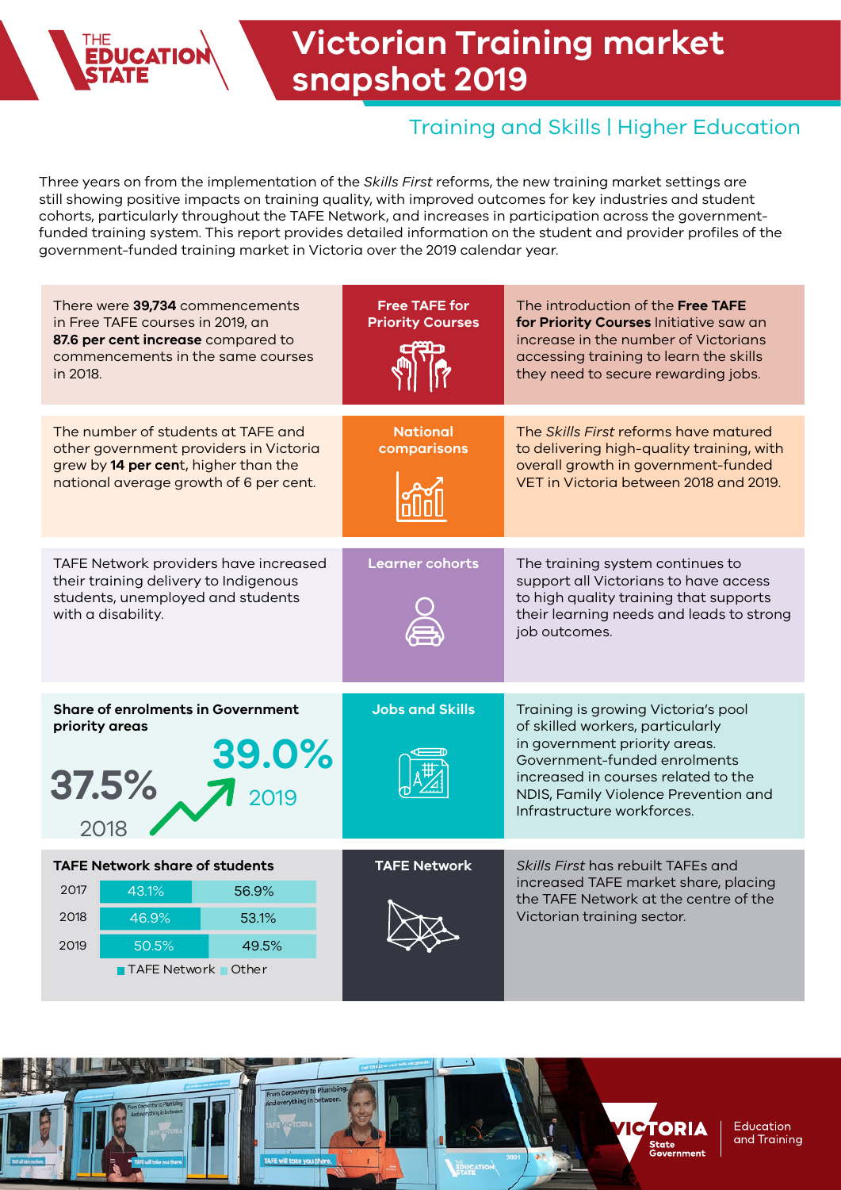# Victorian Training market snapshot 2019

## Training and Skills | Higher Education

Three years on from the implementation of the *Skills First* reforms, the new training market settings are still showing positive impacts on training quality, with improved outcomes for key industries and student cohorts, particularly throughout the TAFE Network, and increases in participation across the government-funded training system. This report provides detailed information on the student and provider profiles of the government-funded training market in Victoria over the 2019 calendar year.

### Free TAFE for Priority Courses

There were **39,734** commencements in Free TAFE courses in 2019, an **87.6 per cent increase** compared to commencements in the same courses in 2018.

The introduction of the **Free TAFE for Priority Courses** Initiative saw an increase in the number of Victorians accessing training to learn the skills they need to secure rewarding jobs.

### National comparisons

The number of students at TAFE and other government providers in Victoria grew by **14 per cent**, higher than the national average growth of 6 per cent.

The *Skills First* reforms have matured to delivering high-quality training, with overall growth in government-funded VET in Victoria between 2018 and 2019.

### Learner cohorts

TAFE Network providers have increased their training delivery to Indigenous students, unemployed and students with a disability.

The training system continues to support all Victorians to have access to high quality training that supports their learning needs and leads to strong job outcomes.

### Jobs and Skills

**Share of enrolments in Government priority areas**

| 2018 | 2019 |
|---|---|
| 37.5% | 39.0% |

Training is growing Victoria's pool of skilled workers, particularly in government priority areas. Government-funded enrolments increased in courses related to the NDIS, Family Violence Prevention and Infrastructure workforces.

### TAFE Network

**TAFE Network share of students**

| Year | TAFE Network | Other |
|---|---|---|
| 2017 | 43.1% | 56.9% |
| 2018 | 46.9% | 53.1% |
| 2019 | 50.5% | 49.5% |

*Skills First* has rebuilt TAFEs and increased TAFE market share, placing the TAFE Network at the centre of the Victorian training sector.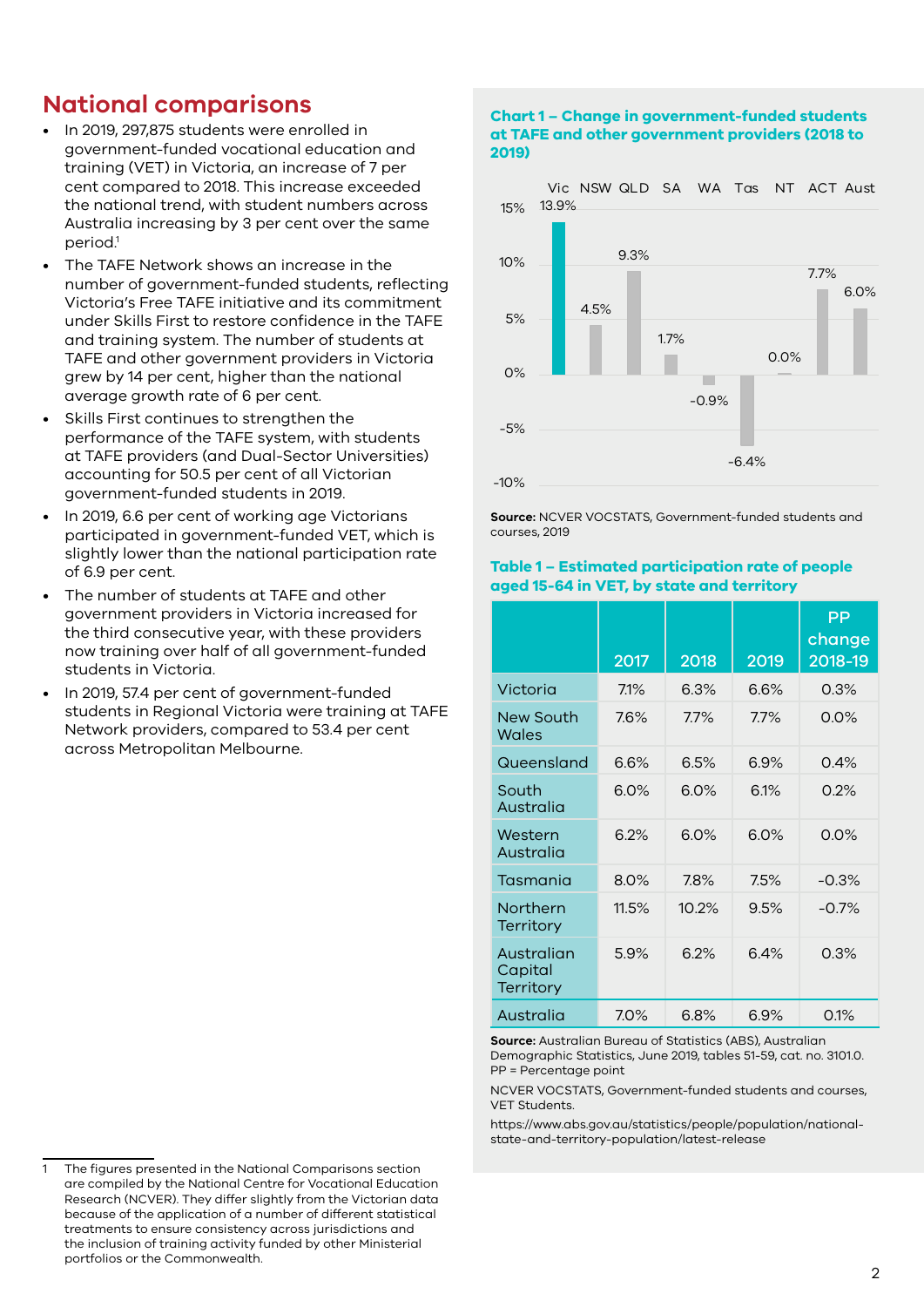## National comparisons

- In 2019, 297,875 students were enrolled in government-funded vocational education and training (VET) in Victoria, an increase of 7 per cent compared to 2018. This increase exceeded the national trend, with student numbers across Australia increasing by 3 per cent over the same period.[1]
- The TAFE Network shows an increase in the number of government-funded students, reflecting Victoria's Free TAFE initiative and its commitment under Skills First to restore confidence in the TAFE and training system. The number of students at TAFE and other government providers in Victoria grew by 14 per cent, higher than the national average growth rate of 6 per cent.
- Skills First continues to strengthen the performance of the TAFE system, with students at TAFE providers (and Dual-Sector Universities) accounting for 50.5 per cent of all Victorian government-funded students in 2019.
- In 2019, 6.6 per cent of working age Victorians participated in government-funded VET, which is slightly lower than the national participation rate of 6.9 per cent.
- The number of students at TAFE and other government providers in Victoria increased for the third consecutive year, with these providers now training over half of all government-funded students in Victoria.
- In 2019, 57.4 per cent of government-funded students in Regional Victoria were training at TAFE Network providers, compared to 53.4 per cent across Metropolitan Melbourne.

### Chart 1 – Change in government-funded students at TAFE and other government providers (2018 to 2019)

| | Vic | NSW | QLD | SA | WA | Tas | NT | ACT | Aust |
|---|---|---|---|---|---|---|---|---|---|
| Change | 13.9% | 4.5% | 9.3% | 1.7% | -0.9% | -6.4% | 0.0% | 7.7% | 6.0% |

**Source:** NCVER VOCSTATS, Government-funded students and courses, 2019

### Table 1 – Estimated participation rate of people aged 15-64 in VET, by state and territory

| | 2017 | 2018 | 2019 | PP change 2018-19 |
|---|---|---|---|---|
| Victoria | 7.1% | 6.3% | 6.6% | 0.3% |
| New South Wales | 7.6% | 7.7% | 7.7% | 0.0% |
| Queensland | 6.6% | 6.5% | 6.9% | 0.4% |
| South Australia | 6.0% | 6.0% | 6.1% | 0.2% |
| Western Australia | 6.2% | 6.0% | 6.0% | 0.0% |
| Tasmania | 8.0% | 7.8% | 7.5% | -0.3% |
| Northern Territory | 11.5% | 10.2% | 9.5% | -0.7% |
| Australian Capital Territory | 5.9% | 6.2% | 6.4% | 0.3% |
| Australia | 7.0% | 6.8% | 6.9% | 0.1% |

**Source:** Australian Bureau of Statistics (ABS), Australian Demographic Statistics, June 2019, tables 51-59, cat. no. 3101.0. PP = Percentage point

NCVER VOCSTATS, Government-funded students and courses, VET Students.

https://www.abs.gov.au/statistics/people/population/national-state-and-territory-population/latest-release

---

1 The figures presented in the National Comparisons section are compiled by the National Centre for Vocational Education Research (NCVER). They differ slightly from the Victorian data because of the application of a number of different statistical treatments to ensure consistency across jurisdictions and the inclusion of training activity funded by other Ministerial portfolios or the Commonwealth.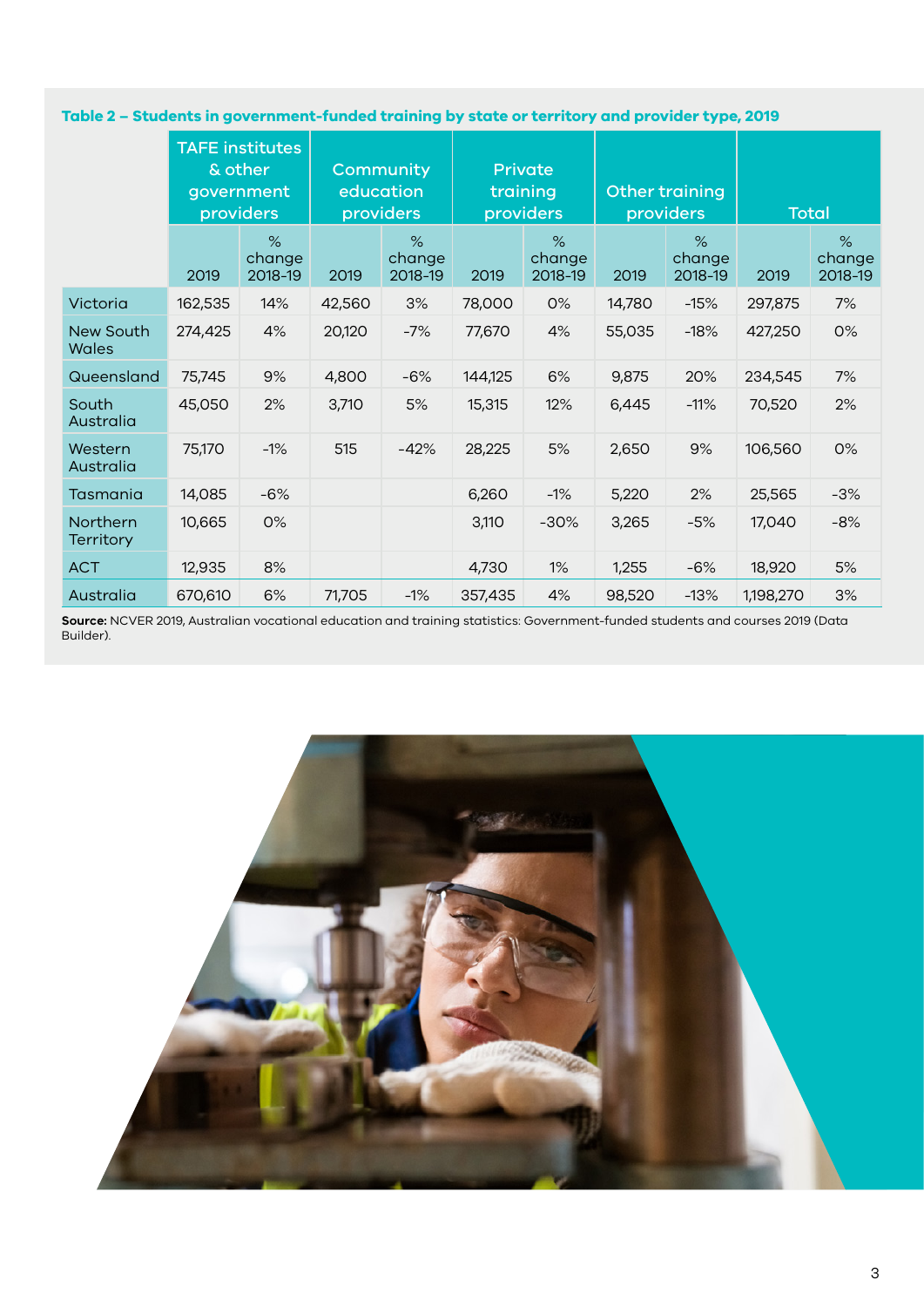**Table 2 – Students in government-funded training by state or territory and provider type, 2019**

| | TAFE institutes & other government providers | | Community education providers | | Private training providers | | Other training providers | | Total | |
|---|---|---|---|---|---|---|---|---|---|---|
| | 2019 | % change 2018-19 | 2019 | % change 2018-19 | 2019 | % change 2018-19 | 2019 | % change 2018-19 | 2019 | % change 2018-19 |
| Victoria | 162,535 | 14% | 42,560 | 3% | 78,000 | 0% | 14,780 | -15% | 297,875 | 7% |
| New South Wales | 274,425 | 4% | 20,120 | -7% | 77,670 | 4% | 55,035 | -18% | 427,250 | 0% |
| Queensland | 75,745 | 9% | 4,800 | -6% | 144,125 | 6% | 9,875 | 20% | 234,545 | 7% |
| South Australia | 45,050 | 2% | 3,710 | 5% | 15,315 | 12% | 6,445 | -11% | 70,520 | 2% |
| Western Australia | 75,170 | -1% | 515 | -42% | 28,225 | 5% | 2,650 | 9% | 106,560 | 0% |
| Tasmania | 14,085 | -6% | | | 6,260 | -1% | 5,220 | 2% | 25,565 | -3% |
| Northern Territory | 10,665 | 0% | | | 3,110 | -30% | 3,265 | -5% | 17,040 | -8% |
| ACT | 12,935 | 8% | | | 4,730 | 1% | 1,255 | -6% | 18,920 | 5% |
| Australia | 670,610 | 6% | 71,705 | -1% | 357,435 | 4% | 98,520 | -13% | 1,198,270 | 3% |

**Source:** NCVER 2019, Australian vocational education and training statistics: Government-funded students and courses 2019 (Data Builder).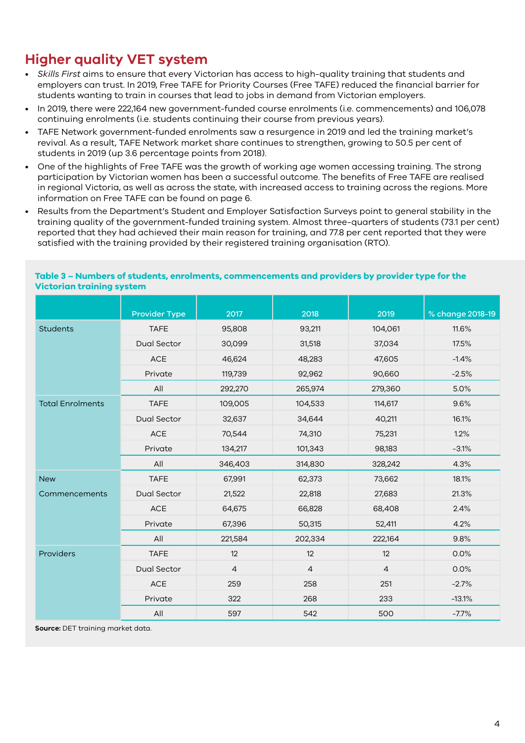## Higher quality VET system

- *Skills First* aims to ensure that every Victorian has access to high-quality training that students and employers can trust. In 2019, Free TAFE for Priority Courses (Free TAFE) reduced the financial barrier for students wanting to train in courses that lead to jobs in demand from Victorian employers.
- In 2019, there were 222,164 new government-funded course enrolments (i.e. commencements) and 106,078 continuing enrolments (i.e. students continuing their course from previous years).
- TAFE Network government-funded enrolments saw a resurgence in 2019 and led the training market's revival. As a result, TAFE Network market share continues to strengthen, growing to 50.5 per cent of students in 2019 (up 3.6 percentage points from 2018).
- One of the highlights of Free TAFE was the growth of working age women accessing training. The strong participation by Victorian women has been a successful outcome. The benefits of Free TAFE are realised in regional Victoria, as well as across the state, with increased access to training across the regions. More information on Free TAFE can be found on page 6.
- Results from the Department's Student and Employer Satisfaction Surveys point to general stability in the training quality of the government-funded training system. Almost three-quarters of students (73.1 per cent) reported that they had achieved their main reason for training, and 77.8 per cent reported that they were satisfied with the training provided by their registered training organisation (RTO).

**Table 3 – Numbers of students, enrolments, commencements and providers by provider type for the Victorian training system**

| | Provider Type | 2017 | 2018 | 2019 | % change 2018-19 |
|---|---|---|---|---|---|
| Students | TAFE | 95,808 | 93,211 | 104,061 | 11.6% |
| | Dual Sector | 30,099 | 31,518 | 37,034 | 17.5% |
| | ACE | 46,624 | 48,283 | 47,605 | -1.4% |
| | Private | 119,739 | 92,962 | 90,660 | -2.5% |
| | All | 292,270 | 265,974 | 279,360 | 5.0% |
| Total Enrolments | TAFE | 109,005 | 104,533 | 114,617 | 9.6% |
| | Dual Sector | 32,637 | 34,644 | 40,211 | 16.1% |
| | ACE | 70,544 | 74,310 | 75,231 | 1.2% |
| | Private | 134,217 | 101,343 | 98,183 | -3.1% |
| | All | 346,403 | 314,830 | 328,242 | 4.3% |
| New Commencements | TAFE | 67,991 | 62,373 | 73,662 | 18.1% |
| | Dual Sector | 21,522 | 22,818 | 27,683 | 21.3% |
| | ACE | 64,675 | 66,828 | 68,408 | 2.4% |
| | Private | 67,396 | 50,315 | 52,411 | 4.2% |
| | All | 221,584 | 202,334 | 222,164 | 9.8% |
| Providers | TAFE | 12 | 12 | 12 | 0.0% |
| | Dual Sector | 4 | 4 | 4 | 0.0% |
| | ACE | 259 | 258 | 251 | -2.7% |
| | Private | 322 | 268 | 233 | -13.1% |
| | All | 597 | 542 | 500 | -7.7% |

**Source:** DET training market data.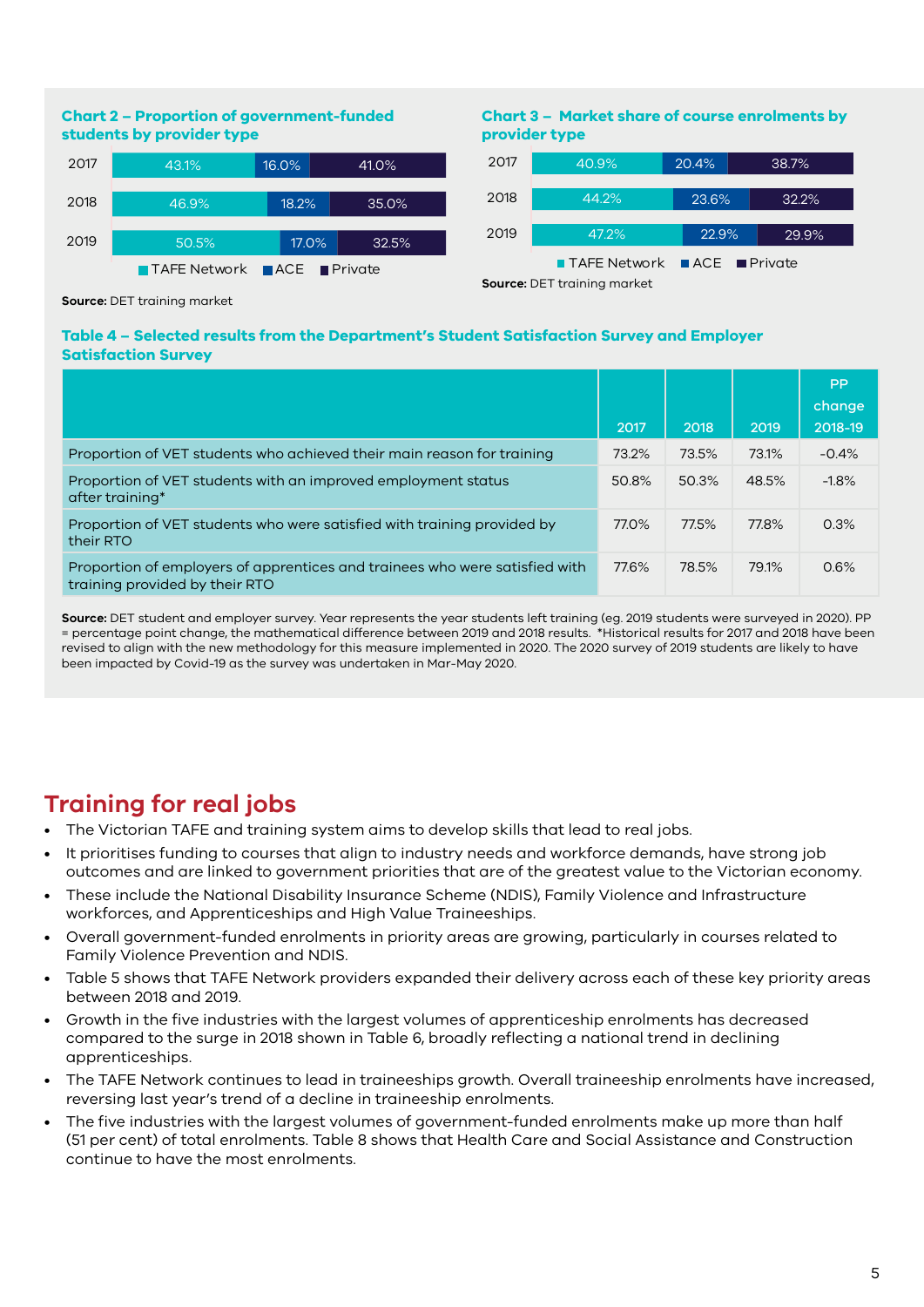**Chart 2 – Proportion of government-funded students by provider type**

| Year | TAFE Network | ACE | Private |
|---|---|---|---|
| 2017 | 43.1% | 16.0% | 41.0% |
| 2018 | 46.9% | 18.2% | 35.0% |
| 2019 | 50.5% | 17.0% | 32.5% |

**Source:** DET training market

**Chart 3 – Market share of course enrolments by provider type**

| Year | TAFE Network | ACE | Private |
|---|---|---|---|
| 2017 | 40.9% | 20.4% | 38.7% |
| 2018 | 44.2% | 23.6% | 32.2% |
| 2019 | 47.2% | 22.9% | 29.9% |

**Source:** DET training market

**Table 4 – Selected results from the Department's Student Satisfaction Survey and Employer Satisfaction Survey**

| | 2017 | 2018 | 2019 | PP change 2018-19 |
|---|---|---|---|---|
| Proportion of VET students who achieved their main reason for training | 73.2% | 73.5% | 73.1% | -0.4% |
| Proportion of VET students with an improved employment status after training* | 50.8% | 50.3% | 48.5% | -1.8% |
| Proportion of VET students who were satisfied with training provided by their RTO | 77.0% | 77.5% | 77.8% | 0.3% |
| Proportion of employers of apprentices and trainees who were satisfied with training provided by their RTO | 77.6% | 78.5% | 79.1% | 0.6% |

**Source:** DET student and employer survey. Year represents the year students left training (eg. 2019 students were surveyed in 2020). PP = percentage point change, the mathematical difference between 2019 and 2018 results. *Historical results for 2017 and 2018 have been revised to align with the new methodology for this measure implemented in 2020. The 2020 survey of 2019 students are likely to have been impacted by Covid-19 as the survey was undertaken in Mar-May 2020.

## Training for real jobs

- The Victorian TAFE and training system aims to develop skills that lead to real jobs.
- It prioritises funding to courses that align to industry needs and workforce demands, have strong job outcomes and are linked to government priorities that are of the greatest value to the Victorian economy.
- These include the National Disability Insurance Scheme (NDIS), Family Violence and Infrastructure workforces, and Apprenticeships and High Value Traineeships.
- Overall government-funded enrolments in priority areas are growing, particularly in courses related to Family Violence Prevention and NDIS.
- Table 5 shows that TAFE Network providers expanded their delivery across each of these key priority areas between 2018 and 2019.
- Growth in the five industries with the largest volumes of apprenticeship enrolments has decreased compared to the surge in 2018 shown in Table 6, broadly reflecting a national trend in declining apprenticeships.
- The TAFE Network continues to lead in traineeships growth. Overall traineeship enrolments have increased, reversing last year's trend of a decline in traineeship enrolments.
- The five industries with the largest volumes of government-funded enrolments make up more than half (51 per cent) of total enrolments. Table 8 shows that Health Care and Social Assistance and Construction continue to have the most enrolments.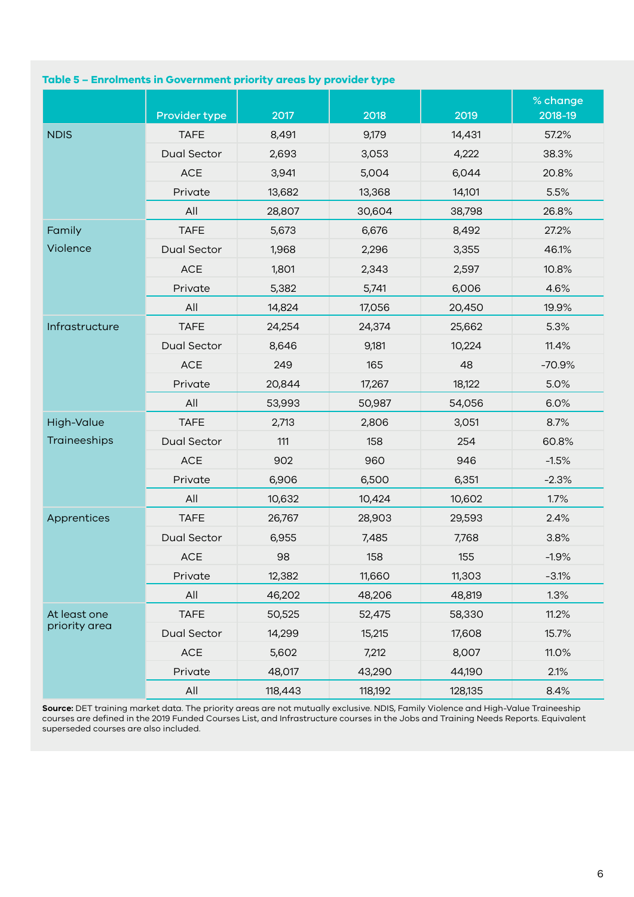**Table 5 – Enrolments in Government priority areas by provider type**

| | Provider type | 2017 | 2018 | 2019 | % change 2018-19 |
|---|---|---|---|---|---|
| NDIS | TAFE | 8,491 | 9,179 | 14,431 | 57.2% |
| | Dual Sector | 2,693 | 3,053 | 4,222 | 38.3% |
| | ACE | 3,941 | 5,004 | 6,044 | 20.8% |
| | Private | 13,682 | 13,368 | 14,101 | 5.5% |
| | All | 28,807 | 30,604 | 38,798 | 26.8% |
| Family Violence | TAFE | 5,673 | 6,676 | 8,492 | 27.2% |
| | Dual Sector | 1,968 | 2,296 | 3,355 | 46.1% |
| | ACE | 1,801 | 2,343 | 2,597 | 10.8% |
| | Private | 5,382 | 5,741 | 6,006 | 4.6% |
| | All | 14,824 | 17,056 | 20,450 | 19.9% |
| Infrastructure | TAFE | 24,254 | 24,374 | 25,662 | 5.3% |
| | Dual Sector | 8,646 | 9,181 | 10,224 | 11.4% |
| | ACE | 249 | 165 | 48 | -70.9% |
| | Private | 20,844 | 17,267 | 18,122 | 5.0% |
| | All | 53,993 | 50,987 | 54,056 | 6.0% |
| High-Value Traineeships | TAFE | 2,713 | 2,806 | 3,051 | 8.7% |
| | Dual Sector | 111 | 158 | 254 | 60.8% |
| | ACE | 902 | 960 | 946 | -1.5% |
| | Private | 6,906 | 6,500 | 6,351 | -2.3% |
| | All | 10,632 | 10,424 | 10,602 | 1.7% |
| Apprentices | TAFE | 26,767 | 28,903 | 29,593 | 2.4% |
| | Dual Sector | 6,955 | 7,485 | 7,768 | 3.8% |
| | ACE | 98 | 158 | 155 | -1.9% |
| | Private | 12,382 | 11,660 | 11,303 | -3.1% |
| | All | 46,202 | 48,206 | 48,819 | 1.3% |
| At least one priority area | TAFE | 50,525 | 52,475 | 58,330 | 11.2% |
| | Dual Sector | 14,299 | 15,215 | 17,608 | 15.7% |
| | ACE | 5,602 | 7,212 | 8,007 | 11.0% |
| | Private | 48,017 | 43,290 | 44,190 | 2.1% |
| | All | 118,443 | 118,192 | 128,135 | 8.4% |

**Source:** DET training market data. The priority areas are not mutually exclusive. NDIS, Family Violence and High-Value Traineeship courses are defined in the 2019 Funded Courses List, and Infrastructure courses in the Jobs and Training Needs Reports. Equivalent superseded courses are also included.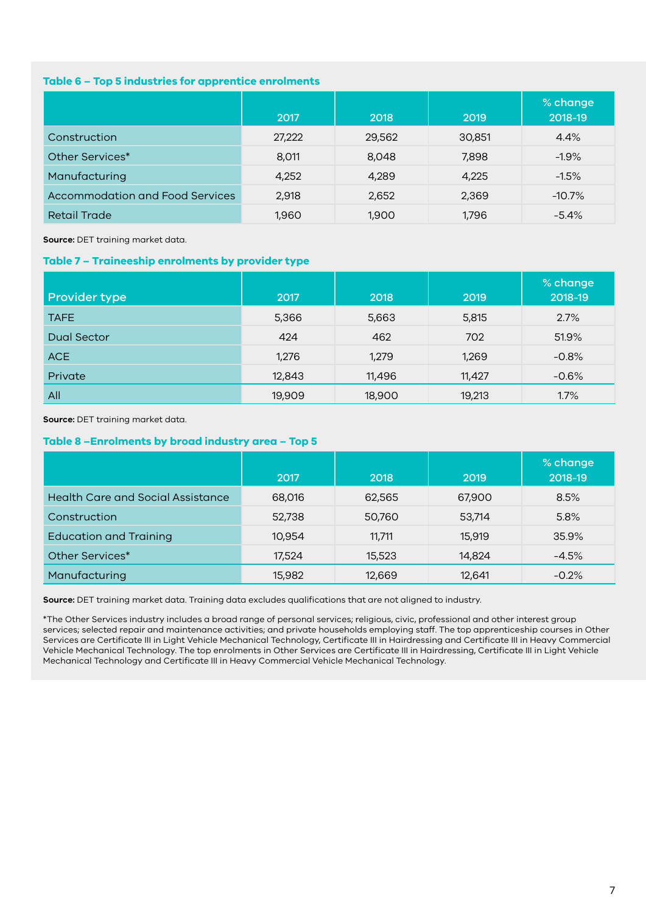### Table 6 – Top 5 industries for apprentice enrolments

| | 2017 | 2018 | 2019 | % change 2018-19 |
|---|---|---|---|---|
| Construction | 27,222 | 29,562 | 30,851 | 4.4% |
| Other Services* | 8,011 | 8,048 | 7,898 | -1.9% |
| Manufacturing | 4,252 | 4,289 | 4,225 | -1.5% |
| Accommodation and Food Services | 2,918 | 2,652 | 2,369 | -10.7% |
| Retail Trade | 1,960 | 1,900 | 1,796 | -5.4% |

**Source:** DET training market data.

### Table 7 – Traineeship enrolments by provider type

| Provider type | 2017 | 2018 | 2019 | % change 2018-19 |
|---|---|---|---|---|
| TAFE | 5,366 | 5,663 | 5,815 | 2.7% |
| Dual Sector | 424 | 462 | 702 | 51.9% |
| ACE | 1,276 | 1,279 | 1,269 | -0.8% |
| Private | 12,843 | 11,496 | 11,427 | -0.6% |
| All | 19,909 | 18,900 | 19,213 | 1.7% |

**Source:** DET training market data.

### Table 8 –Enrolments by broad industry area – Top 5

| | 2017 | 2018 | 2019 | % change 2018-19 |
|---|---|---|---|---|
| Health Care and Social Assistance | 68,016 | 62,565 | 67,900 | 8.5% |
| Construction | 52,738 | 50,760 | 53,714 | 5.8% |
| Education and Training | 10,954 | 11,711 | 15,919 | 35.9% |
| Other Services* | 17,524 | 15,523 | 14,824 | -4.5% |
| Manufacturing | 15,982 | 12,669 | 12,641 | -0.2% |

**Source:** DET training market data. Training data excludes qualifications that are not aligned to industry.

*The Other Services industry includes a broad range of personal services; religious, civic, professional and other interest group services; selected repair and maintenance activities; and private households employing staff. The top apprenticeship courses in Other Services are Certificate III in Light Vehicle Mechanical Technology, Certificate III in Hairdressing and Certificate III in Heavy Commercial Vehicle Mechanical Technology. The top enrolments in Other Services are Certificate III in Hairdressing, Certificate III in Light Vehicle Mechanical Technology and Certificate III in Heavy Commercial Vehicle Mechanical Technology.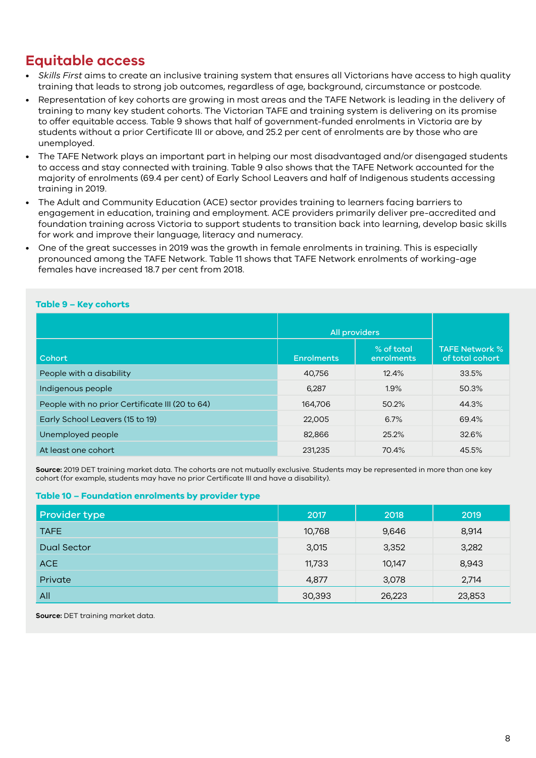## Equitable access

- *Skills First* aims to create an inclusive training system that ensures all Victorians have access to high quality training that leads to strong job outcomes, regardless of age, background, circumstance or postcode.
- Representation of key cohorts are growing in most areas and the TAFE Network is leading in the delivery of training to many key student cohorts. The Victorian TAFE and training system is delivering on its promise to offer equitable access. Table 9 shows that half of government-funded enrolments in Victoria are by students without a prior Certificate III or above, and 25.2 per cent of enrolments are by those who are unemployed.
- The TAFE Network plays an important part in helping our most disadvantaged and/or disengaged students to access and stay connected with training. Table 9 also shows that the TAFE Network accounted for the majority of enrolments (69.4 per cent) of Early School Leavers and half of Indigenous students accessing training in 2019.
- The Adult and Community Education (ACE) sector provides training to learners facing barriers to engagement in education, training and employment. ACE providers primarily deliver pre-accredited and foundation training across Victoria to support students to transition back into learning, develop basic skills for work and improve their language, literacy and numeracy.
- One of the great successes in 2019 was the growth in female enrolments in training. This is especially pronounced among the TAFE Network. Table 11 shows that TAFE Network enrolments of working-age females have increased 18.7 per cent from 2018.

**Table 9 – Key cohorts**

| | All providers | | |
|---|---|---|---|
| Cohort | Enrolments | % of total enrolments | TAFE Network % of total cohort |
| People with a disability | 40,756 | 12.4% | 33.5% |
| Indigenous people | 6,287 | 1.9% | 50.3% |
| People with no prior Certificate III (20 to 64) | 164,706 | 50.2% | 44.3% |
| Early School Leavers (15 to 19) | 22,005 | 6.7% | 69.4% |
| Unemployed people | 82,866 | 25.2% | 32.6% |
| At least one cohort | 231,235 | 70.4% | 45.5% |

**Source:** 2019 DET training market data. The cohorts are not mutually exclusive. Students may be represented in more than one key cohort (for example, students may have no prior Certificate III and have a disability).

**Table 10 – Foundation enrolments by provider type**

| Provider type | 2017 | 2018 | 2019 |
|---|---|---|---|
| TAFE | 10,768 | 9,646 | 8,914 |
| Dual Sector | 3,015 | 3,352 | 3,282 |
| ACE | 11,733 | 10,147 | 8,943 |
| Private | 4,877 | 3,078 | 2,714 |
| All | 30,393 | 26,223 | 23,853 |

**Source:** DET training market data.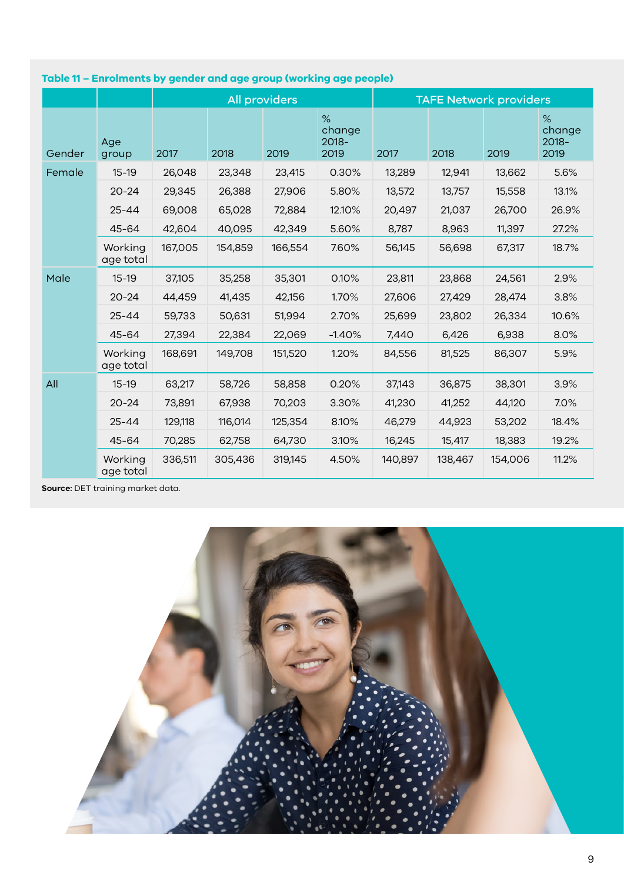**Table 11 – Enrolments by gender and age group (working age people)**

| | | All providers | | | | TAFE Network providers | | | |
|---|---|---|---|---|---|---|---|---|---|
| Gender | Age group | 2017 | 2018 | 2019 | % change 2018–2019 | 2017 | 2018 | 2019 | % change 2018–2019 |
| Female | 15-19 | 26,048 | 23,348 | 23,415 | 0.30% | 13,289 | 12,941 | 13,662 | 5.6% |
| | 20-24 | 29,345 | 26,388 | 27,906 | 5.80% | 13,572 | 13,757 | 15,558 | 13.1% |
| | 25-44 | 69,008 | 65,028 | 72,884 | 12.10% | 20,497 | 21,037 | 26,700 | 26.9% |
| | 45-64 | 42,604 | 40,095 | 42,349 | 5.60% | 8,787 | 8,963 | 11,397 | 27.2% |
| | Working age total | 167,005 | 154,859 | 166,554 | 7.60% | 56,145 | 56,698 | 67,317 | 18.7% |
| Male | 15-19 | 37,105 | 35,258 | 35,301 | 0.10% | 23,811 | 23,868 | 24,561 | 2.9% |
| | 20-24 | 44,459 | 41,435 | 42,156 | 1.70% | 27,606 | 27,429 | 28,474 | 3.8% |
| | 25-44 | 59,733 | 50,631 | 51,994 | 2.70% | 25,699 | 23,802 | 26,334 | 10.6% |
| | 45-64 | 27,394 | 22,384 | 22,069 | -1.40% | 7,440 | 6,426 | 6,938 | 8.0% |
| | Working age total | 168,691 | 149,708 | 151,520 | 1.20% | 84,556 | 81,525 | 86,307 | 5.9% |
| All | 15-19 | 63,217 | 58,726 | 58,858 | 0.20% | 37,143 | 36,875 | 38,301 | 3.9% |
| | 20-24 | 73,891 | 67,938 | 70,203 | 3.30% | 41,230 | 41,252 | 44,120 | 7.0% |
| | 25-44 | 129,118 | 116,014 | 125,354 | 8.10% | 46,279 | 44,923 | 53,202 | 18.4% |
| | 45-64 | 70,285 | 62,758 | 64,730 | 3.10% | 16,245 | 15,417 | 18,383 | 19.2% |
| | Working age total | 336,511 | 305,436 | 319,145 | 4.50% | 140,897 | 138,467 | 154,006 | 11.2% |

**Source:** DET training market data.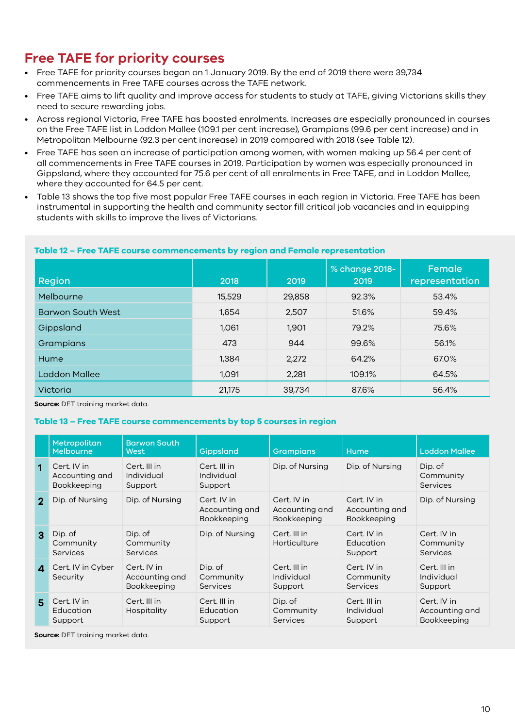## Free TAFE for priority courses

- Free TAFE for priority courses began on 1 January 2019. By the end of 2019 there were 39,734 commencements in Free TAFE courses across the TAFE network.
- Free TAFE aims to lift quality and improve access for students to study at TAFE, giving Victorians skills they need to secure rewarding jobs.
- Across regional Victoria, Free TAFE has boosted enrolments. Increases are especially pronounced in courses on the Free TAFE list in Loddon Mallee (109.1 per cent increase), Grampians (99.6 per cent increase) and in Metropolitan Melbourne (92.3 per cent increase) in 2019 compared with 2018 (see Table 12).
- Free TAFE has seen an increase of participation among women, with women making up 56.4 per cent of all commencements in Free TAFE courses in 2019. Participation by women was especially pronounced in Gippsland, where they accounted for 75.6 per cent of all enrolments in Free TAFE, and in Loddon Mallee, where they accounted for 64.5 per cent.
- Table 13 shows the top five most popular Free TAFE courses in each region in Victoria. Free TAFE has been instrumental in supporting the health and community sector fill critical job vacancies and in equipping students with skills to improve the lives of Victorians.

**Table 12 – Free TAFE course commencements by region and Female representation**

| Region | 2018 | 2019 | % change 2018-2019 | Female representation |
|---|---|---|---|---|
| Melbourne | 15,529 | 29,858 | 92.3% | 53.4% |
| Barwon South West | 1,654 | 2,507 | 51.6% | 59.4% |
| Gippsland | 1,061 | 1,901 | 79.2% | 75.6% |
| Grampians | 473 | 944 | 99.6% | 56.1% |
| Hume | 1,384 | 2,272 | 64.2% | 67.0% |
| Loddon Mallee | 1,091 | 2,281 | 109.1% | 64.5% |
| Victoria | 21,175 | 39,734 | 87.6% | 56.4% |

**Source:** DET training market data.

**Table 13 – Free TAFE course commencements by top 5 courses in region**

| | Metropolitan Melbourne | Barwon South West | Gippsland | Grampians | Hume | Loddon Mallee |
|---|---|---|---|---|---|---|
| 1 | Cert. IV in Accounting and Bookkeeping | Cert. III in Individual Support | Cert. III in Individual Support | Dip. of Nursing | Dip. of Nursing | Dip. of Community Services |
| 2 | Dip. of Nursing | Dip. of Nursing | Cert. IV in Accounting and Bookkeeping | Cert. IV in Accounting and Bookkeeping | Cert. IV in Accounting and Bookkeeping | Dip. of Nursing |
| 3 | Dip. of Community Services | Dip. of Community Services | Dip. of Nursing | Cert. III in Horticulture | Cert. IV in Education Support | Cert. IV in Community Services |
| 4 | Cert. IV in Cyber Security | Cert. IV in Accounting and Bookkeeping | Dip. of Community Services | Cert. III in Individual Support | Cert. IV in Community Services | Cert. III in Individual Support |
| 5 | Cert. IV in Education Support | Cert. III in Hospitality | Cert. III in Education Support | Dip. of Community Services | Cert. III in Individual Support | Cert. IV in Accounting and Bookkeeping |

**Source:** DET training market data.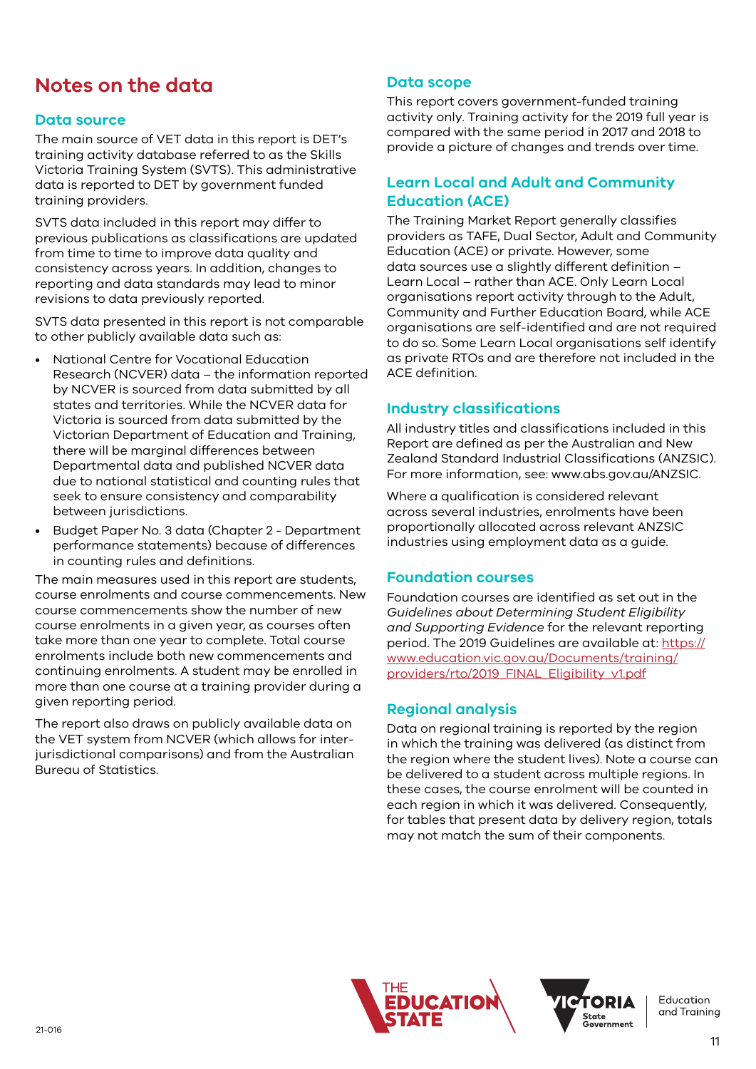# Notes on the data

## Data source

The main source of VET data in this report is DET's training activity database referred to as the Skills Victoria Training System (SVTS). This administrative data is reported to DET by government funded training providers.

SVTS data included in this report may differ to previous publications as classifications are updated from time to time to improve data quality and consistency across years. In addition, changes to reporting and data standards may lead to minor revisions to data previously reported.

SVTS data presented in this report is not comparable to other publicly available data such as:

- National Centre for Vocational Education Research (NCVER) data – the information reported by NCVER is sourced from data submitted by all states and territories. While the NCVER data for Victoria is sourced from data submitted by the Victorian Department of Education and Training, there will be marginal differences between Departmental data and published NCVER data due to national statistical and counting rules that seek to ensure consistency and comparability between jurisdictions.
- Budget Paper No. 3 data (Chapter 2 - Department performance statements) because of differences in counting rules and definitions.

The main measures used in this report are students, course enrolments and course commencements. New course commencements show the number of new course enrolments in a given year, as courses often take more than one year to complete. Total course enrolments include both new commencements and continuing enrolments. A student may be enrolled in more than one course at a training provider during a given reporting period.

The report also draws on publicly available data on the VET system from NCVER (which allows for inter-jurisdictional comparisons) and from the Australian Bureau of Statistics.

## Data scope

This report covers government-funded training activity only. Training activity for the 2019 full year is compared with the same period in 2017 and 2018 to provide a picture of changes and trends over time.

## Learn Local and Adult and Community Education (ACE)

The Training Market Report generally classifies providers as TAFE, Dual Sector, Adult and Community Education (ACE) or private. However, some data sources use a slightly different definition – Learn Local – rather than ACE. Only Learn Local organisations report activity through to the Adult, Community and Further Education Board, while ACE organisations are self-identified and are not required to do so. Some Learn Local organisations self identify as private RTOs and are therefore not included in the ACE definition.

## Industry classifications

All industry titles and classifications included in this Report are defined as per the Australian and New Zealand Standard Industrial Classifications (ANZSIC). For more information, see: www.abs.gov.au/ANZSIC.

Where a qualification is considered relevant across several industries, enrolments have been proportionally allocated across relevant ANZSIC industries using employment data as a guide.

## Foundation courses

Foundation courses are identified as set out in the *Guidelines about Determining Student Eligibility and Supporting Evidence* for the relevant reporting period. The 2019 Guidelines are available at: https://www.education.vic.gov.au/Documents/training/providers/rto/2019_FINAL_Eligibility_v1.pdf

## Regional analysis

Data on regional training is reported by the region in which the training was delivered (as distinct from the region where the student lives). Note a course can be delivered to a student across multiple regions. In these cases, the course enrolment will be counted in each region in which it was delivered. Consequently, for tables that present data by delivery region, totals may not match the sum of their components.

21-016